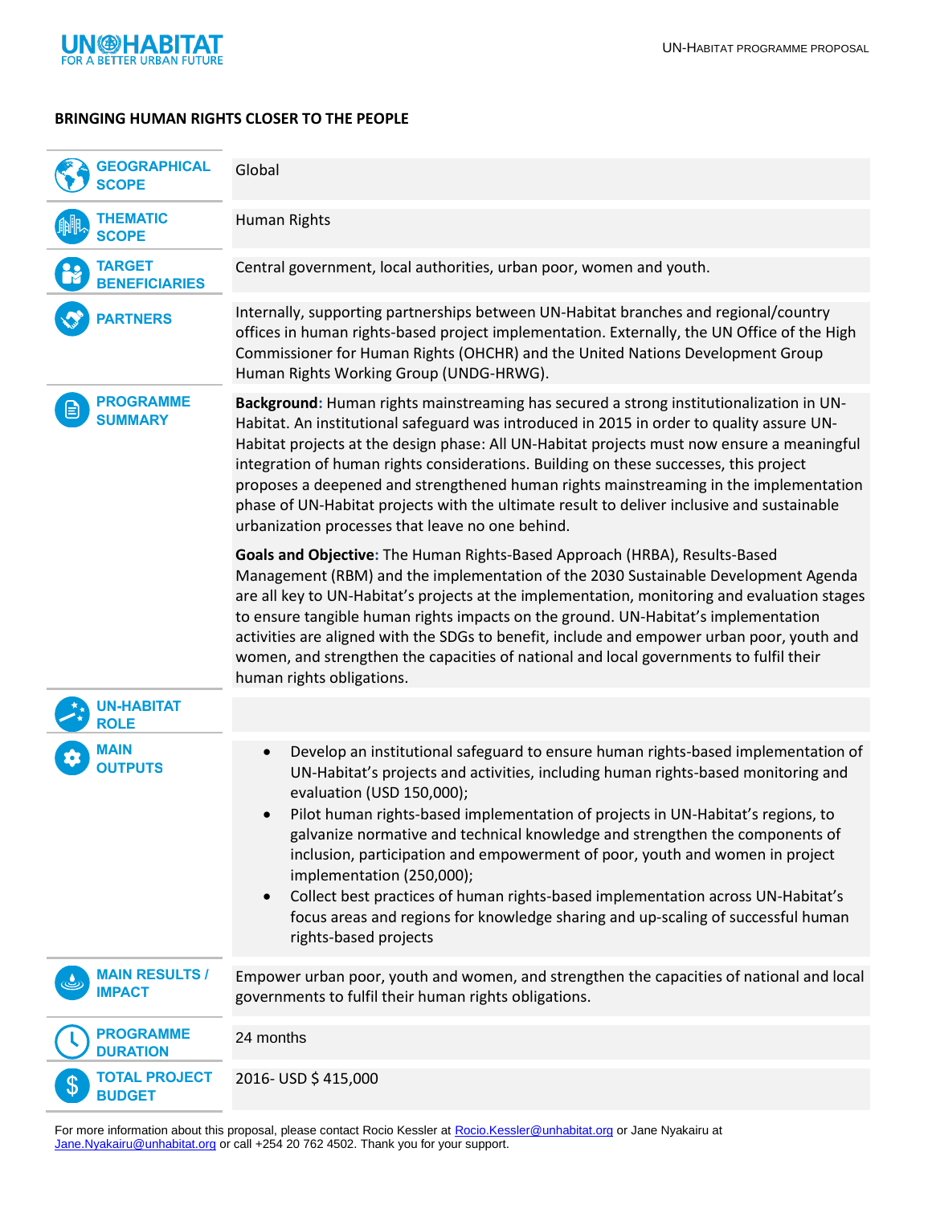# BRINGING HUMAN RIGHTS CLOSER TO THE PEOPLE

| | |
|---|---|
| **GEOGRAPHICAL SCOPE** | Global |
| **THEMATIC SCOPE** | Human Rights |
| **TARGET BENEFICIARIES** | Central government, local authorities, urban poor, women and youth. |
| **PARTNERS** | Internally, supporting partnerships between UN-Habitat branches and regional/country offices in human rights-based project implementation. Externally, the UN Office of the High Commissioner for Human Rights (OHCHR) and the United Nations Development Group Human Rights Working Group (UNDG-HRWG). |
| **PROGRAMME SUMMARY** | **Background:** Human rights mainstreaming has secured a strong institutionalization in UN-Habitat. An institutional safeguard was introduced in 2015 in order to quality assure UN-Habitat projects at the design phase: All UN-Habitat projects must now ensure a meaningful integration of human rights considerations. Building on these successes, this project proposes a deepened and strengthened human rights mainstreaming in the implementation phase of UN-Habitat projects with the ultimate result to deliver inclusive and sustainable urbanization processes that leave no one behind.<br><br>**Goals and Objective:** The Human Rights-Based Approach (HRBA), Results-Based Management (RBM) and the implementation of the 2030 Sustainable Development Agenda are all key to UN-Habitat's projects at the implementation, monitoring and evaluation stages to ensure tangible human rights impacts on the ground. UN-Habitat's implementation activities are aligned with the SDGs to benefit, include and empower urban poor, youth and women, and strengthen the capacities of national and local governments to fulfil their human rights obligations. |
| **UN-HABITAT ROLE** | |
| **MAIN OUTPUTS** | • Develop an institutional safeguard to ensure human rights-based implementation of UN-Habitat's projects and activities, including human rights-based monitoring and evaluation (USD 150,000);<br>• Pilot human rights-based implementation of projects in UN-Habitat's regions, to galvanize normative and technical knowledge and strengthen the components of inclusion, participation and empowerment of poor, youth and women in project implementation (250,000);<br>• Collect best practices of human rights-based implementation across UN-Habitat's focus areas and regions for knowledge sharing and up-scaling of successful human rights-based projects |
| **MAIN RESULTS / IMPACT** | Empower urban poor, youth and women, and strengthen the capacities of national and local governments to fulfil their human rights obligations. |
| **PROGRAMME DURATION** | 24 months |
| **TOTAL PROJECT BUDGET** | 2016- USD $ 415,000 |

For more information about this proposal, please contact Rocio Kessler at Rocio.Kessler@unhabitat.org or Jane Nyakairu at Jane.Nyakairu@unhabitat.org or call +254 20 762 4502. Thank you for your support.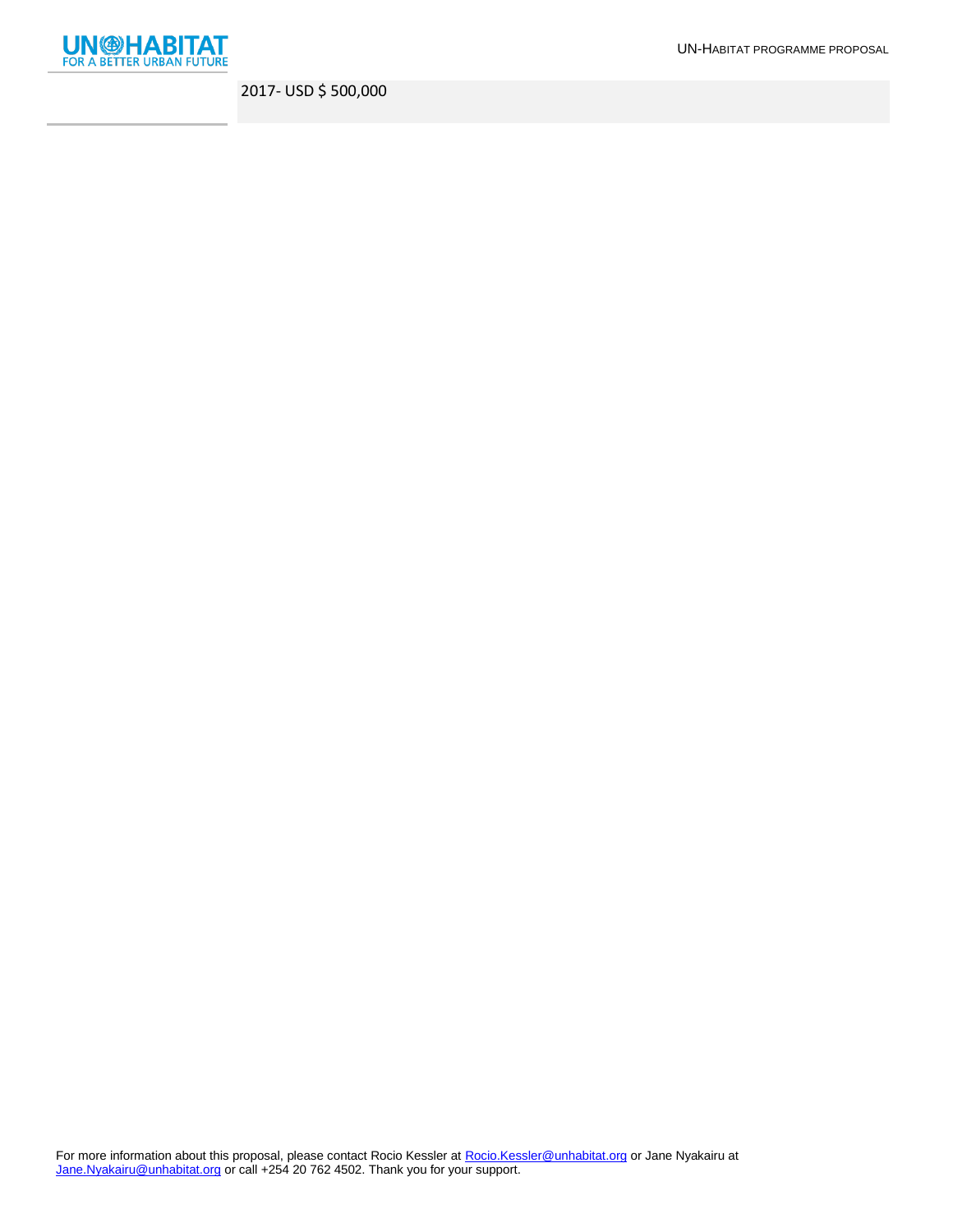| | |
| --- | --- |
| | 2017- USD $ 500,000 |

For more information about this proposal, please contact Rocio Kessler at Rocio.Kessler@unhabitat.org or Jane Nyakairu at Jane.Nyakairu@unhabitat.org or call +254 20 762 4502. Thank you for your support.